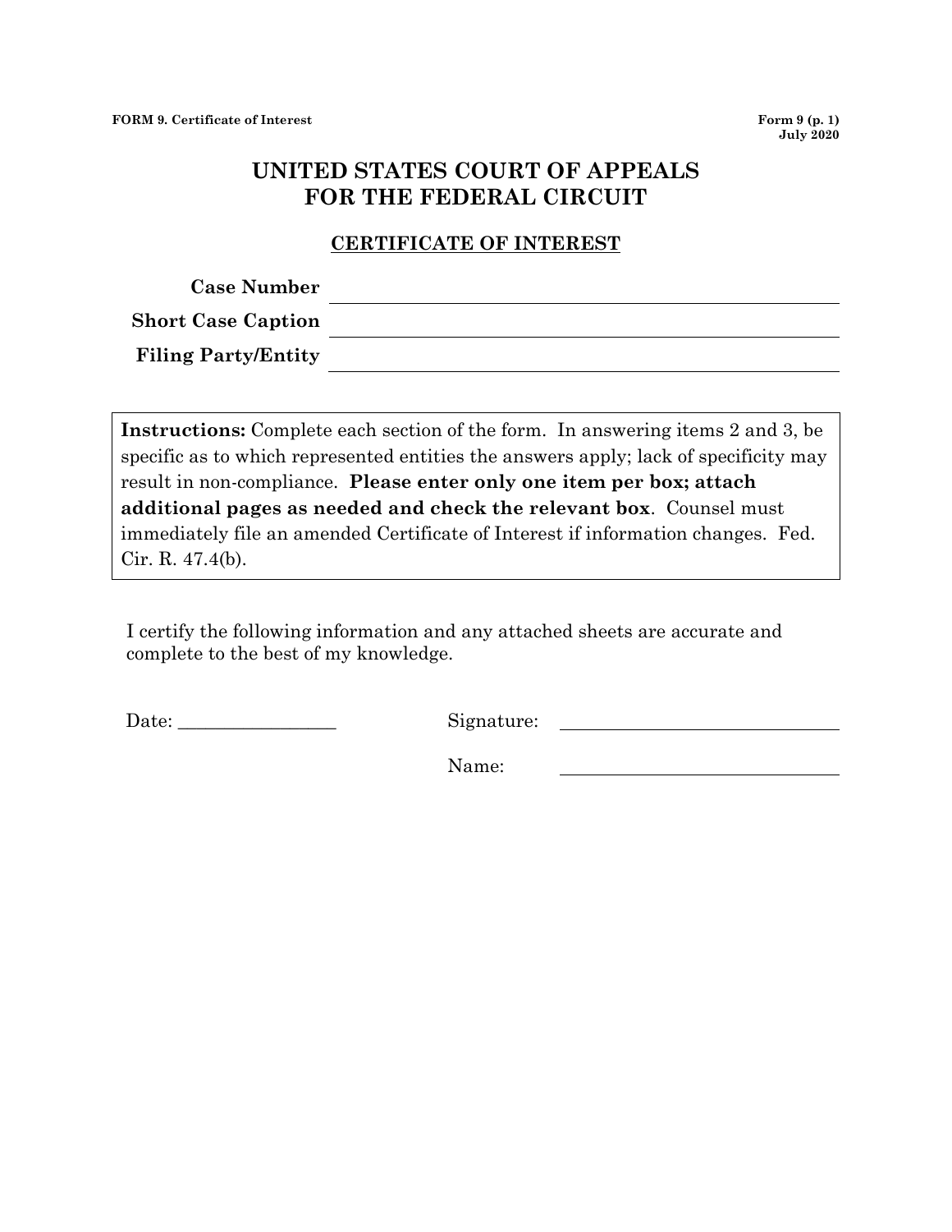FORM 9. Certificate of Interest

Form 9 (p. 1)
July 2020

# UNITED STATES COURT OF APPEALS FOR THE FEDERAL CIRCUIT

## CERTIFICATE OF INTEREST

**Case Number** ______________________________

**Short Case Caption** ______________________________

**Filing Party/Entity** ______________________________

**Instructions:** Complete each section of the form. In answering items 2 and 3, be specific as to which represented entities the answers apply; lack of specificity may result in non-compliance. **Please enter only one item per box; attach additional pages as needed and check the relevant box**. Counsel must immediately file an amended Certificate of Interest if information changes. Fed. Cir. R. 47.4(b).

I certify the following information and any attached sheets are accurate and complete to the best of my knowledge.

Date: _________________ Signature: ______________________________

Name: ______________________________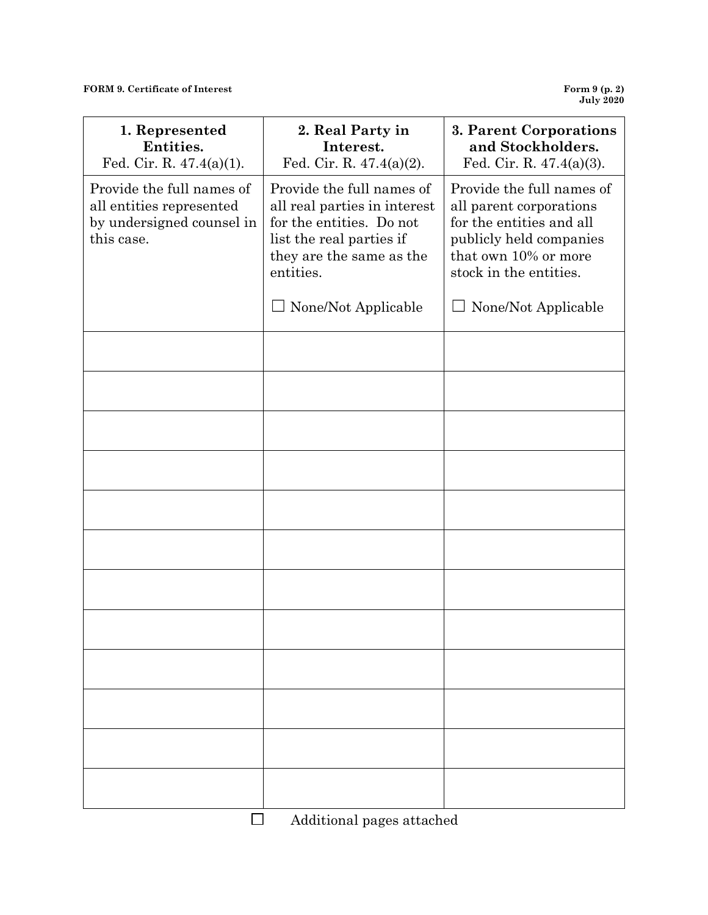| 1. Represented Entities. Fed. Cir. R. 47.4(a)(1). | 2. Real Party in Interest. Fed. Cir. R. 47.4(a)(2). | 3. Parent Corporations and Stockholders. Fed. Cir. R. 47.4(a)(3). |
|---|---|---|
| Provide the full names of all entities represented by undersigned counsel in this case. | Provide the full names of all real parties in interest for the entities. Do not list the real parties if they are the same as the entities.<br><br>☐ None/Not Applicable | Provide the full names of all parent corporations for the entities and all publicly held companies that own 10% or more stock in the entities.<br><br>☐ None/Not Applicable |
| | | |
| | | |
| | | |
| | | |
| | | |
| | | |
| | | |
| | | |
| | | |
| | | |
| | | |
| | | |

☐ Additional pages attached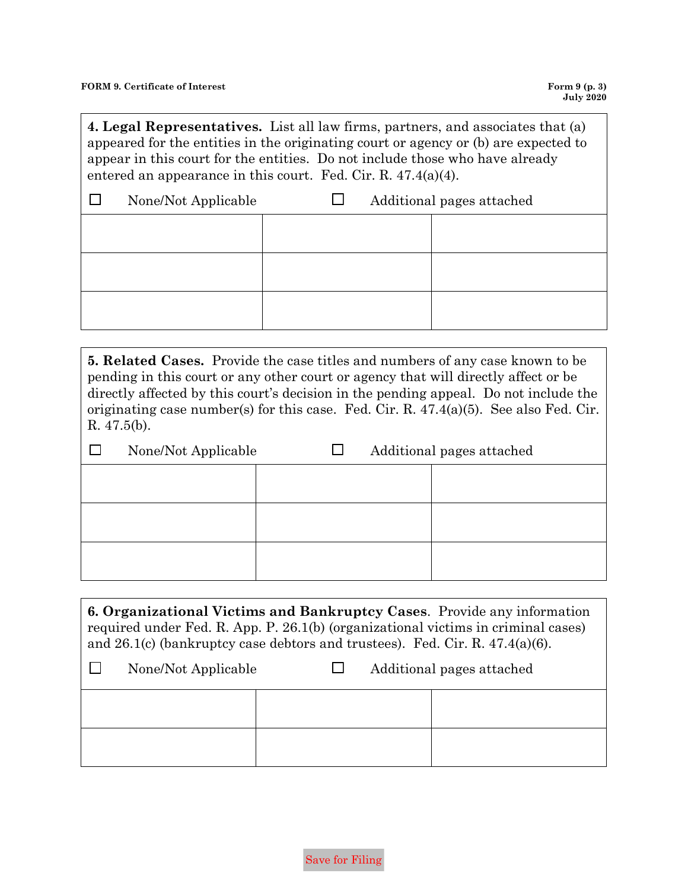**4. Legal Representatives.** List all law firms, partners, and associates that (a) appeared for the entities in the originating court or agency or (b) are expected to appear in this court for the entities. Do not include those who have already entered an appearance in this court. Fed. Cir. R. 47.4(a)(4).

☐ None/Not Applicable ☐ Additional pages attached

| | | |
|---|---|---|
| | | |
| | | |
| | | |

**5. Related Cases.** Provide the case titles and numbers of any case known to be pending in this court or any other court or agency that will directly affect or be directly affected by this court's decision in the pending appeal. Do not include the originating case number(s) for this case. Fed. Cir. R. 47.4(a)(5). See also Fed. Cir. R. 47.5(b).

☐ None/Not Applicable ☐ Additional pages attached

| | | |
|---|---|---|
| | | |
| | | |
| | | |

**6. Organizational Victims and Bankruptcy Cases**. Provide any information required under Fed. R. App. P. 26.1(b) (organizational victims in criminal cases) and 26.1(c) (bankruptcy case debtors and trustees). Fed. Cir. R. 47.4(a)(6).

☐ None/Not Applicable ☐ Additional pages attached

| | | |
|---|---|---|
| | | |
| | | |

Save for Filing